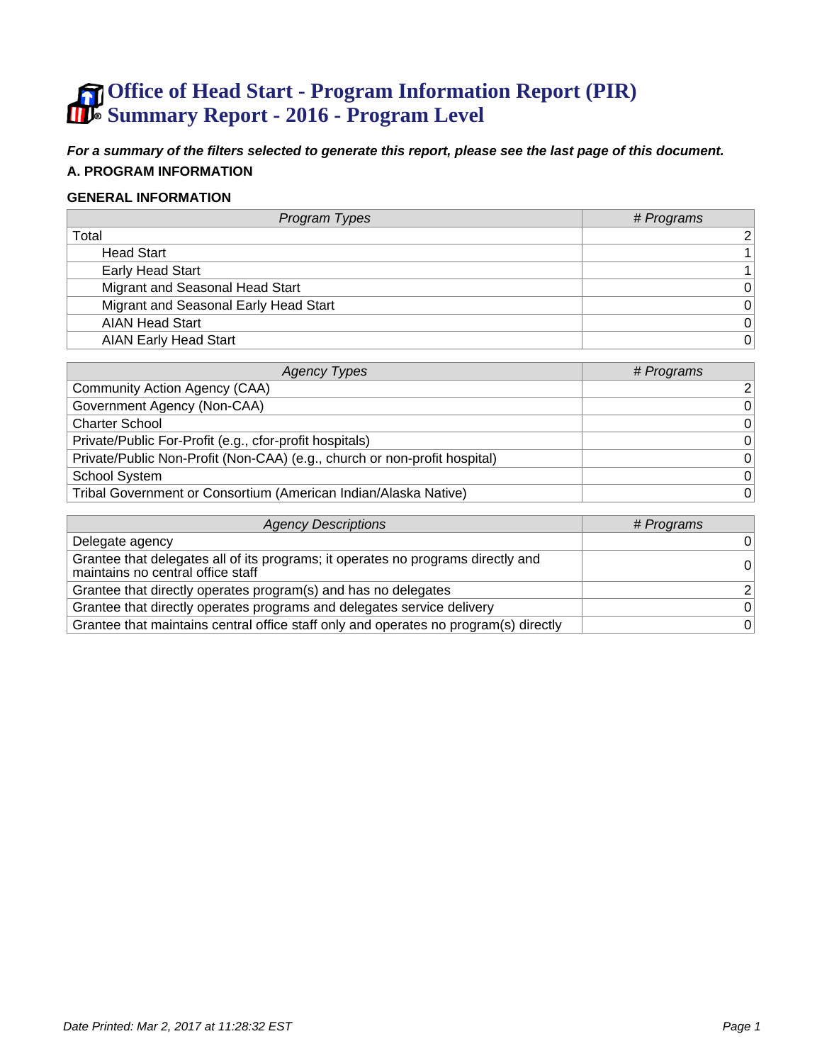# Office of Head Start - Program Information Report (PIR) Summary Report - 2016 - Program Level

***For a summary of the filters selected to generate this report, please see the last page of this document.***

## A. PROGRAM INFORMATION

### GENERAL INFORMATION

| *Program Types* | *# Programs* |
|---|---|
| Total | 2 |
| Head Start | 1 |
| Early Head Start | 1 |
| Migrant and Seasonal Head Start | 0 |
| Migrant and Seasonal Early Head Start | 0 |
| AIAN Head Start | 0 |
| AIAN Early Head Start | 0 |

| *Agency Types* | *# Programs* |
|---|---|
| Community Action Agency (CAA) | 2 |
| Government Agency (Non-CAA) | 0 |
| Charter School | 0 |
| Private/Public For-Profit (e.g., cfor-profit hospitals) | 0 |
| Private/Public Non-Profit (Non-CAA) (e.g., church or non-profit hospital) | 0 |
| School System | 0 |
| Tribal Government or Consortium (American Indian/Alaska Native) | 0 |

| *Agency Descriptions* | *# Programs* |
|---|---|
| Delegate agency | 0 |
| Grantee that delegates all of its programs; it operates no programs directly and maintains no central office staff | 0 |
| Grantee that directly operates program(s) and has no delegates | 2 |
| Grantee that directly operates programs and delegates service delivery | 0 |
| Grantee that maintains central office staff only and operates no program(s) directly | 0 |

*Date Printed: Mar 2, 2017 at 11:28:32 EST*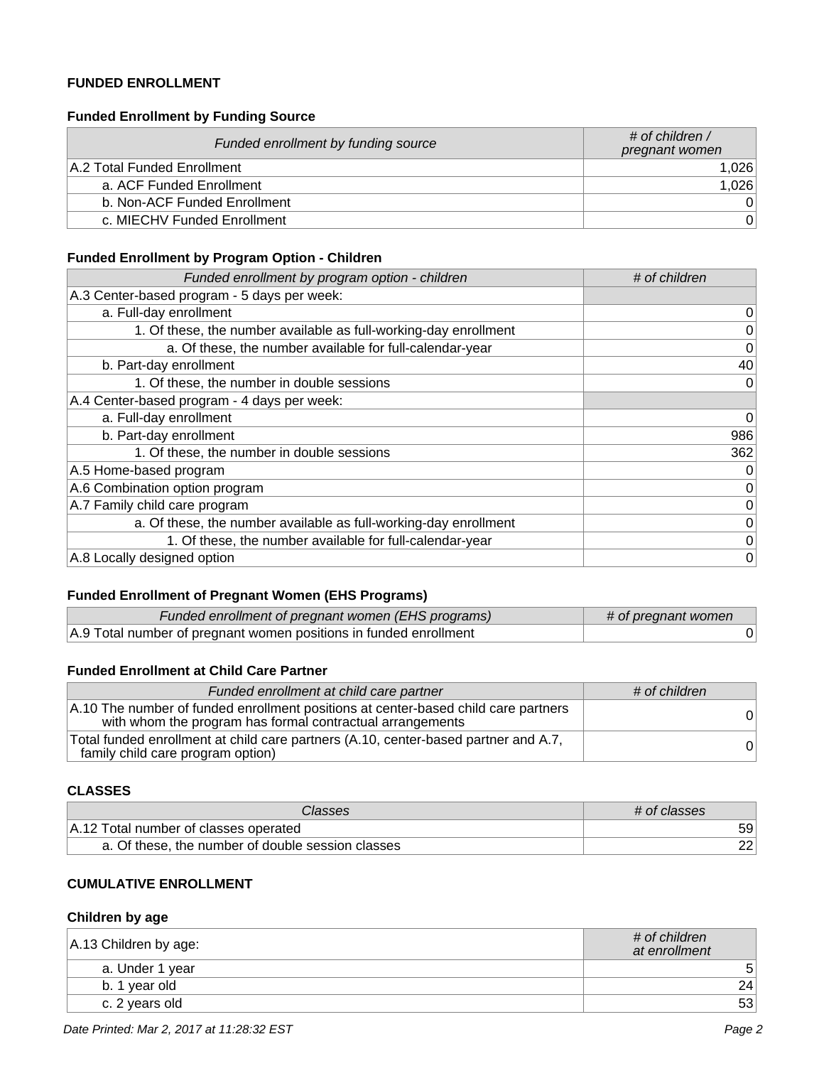## FUNDED ENROLLMENT

### Funded Enrollment by Funding Source

| *Funded enrollment by funding source* | *# of children / pregnant women* |
|---|---|
| A.2 Total Funded Enrollment | 1,026 |
| a. ACF Funded Enrollment | 1,026 |
| b. Non-ACF Funded Enrollment | 0 |
| c. MIECHV Funded Enrollment | 0 |

### Funded Enrollment by Program Option - Children

| *Funded enrollment by program option - children* | *# of children* |
|---|---|
| A.3 Center-based program - 5 days per week: | |
| a. Full-day enrollment | 0 |
| 1. Of these, the number available as full-working-day enrollment | 0 |
| a. Of these, the number available for full-calendar-year | 0 |
| b. Part-day enrollment | 40 |
| 1. Of these, the number in double sessions | 0 |
| A.4 Center-based program - 4 days per week: | |
| a. Full-day enrollment | 0 |
| b. Part-day enrollment | 986 |
| 1. Of these, the number in double sessions | 362 |
| A.5 Home-based program | 0 |
| A.6 Combination option program | 0 |
| A.7 Family child care program | 0 |
| a. Of these, the number available as full-working-day enrollment | 0 |
| 1. Of these, the number available for full-calendar-year | 0 |
| A.8 Locally designed option | 0 |

### Funded Enrollment of Pregnant Women (EHS Programs)

| *Funded enrollment of pregnant women (EHS programs)* | *# of pregnant women* |
|---|---|
| A.9 Total number of pregnant women positions in funded enrollment | 0 |

### Funded Enrollment at Child Care Partner

| *Funded enrollment at child care partner* | *# of children* |
|---|---|
| A.10 The number of funded enrollment positions at center-based child care partners with whom the program has formal contractual arrangements | 0 |
| Total funded enrollment at child care partners (A.10, center-based partner and A.7, family child care program option) | 0 |

## CLASSES

| *Classes* | *# of classes* |
|---|---|
| A.12 Total number of classes operated | 59 |
| a. Of these, the number of double session classes | 22 |

## CUMULATIVE ENROLLMENT

### Children by age

| A.13 Children by age: | *# of children at enrollment* |
|---|---|
| a. Under 1 year | 5 |
| b. 1 year old | 24 |
| c. 2 years old | 53 |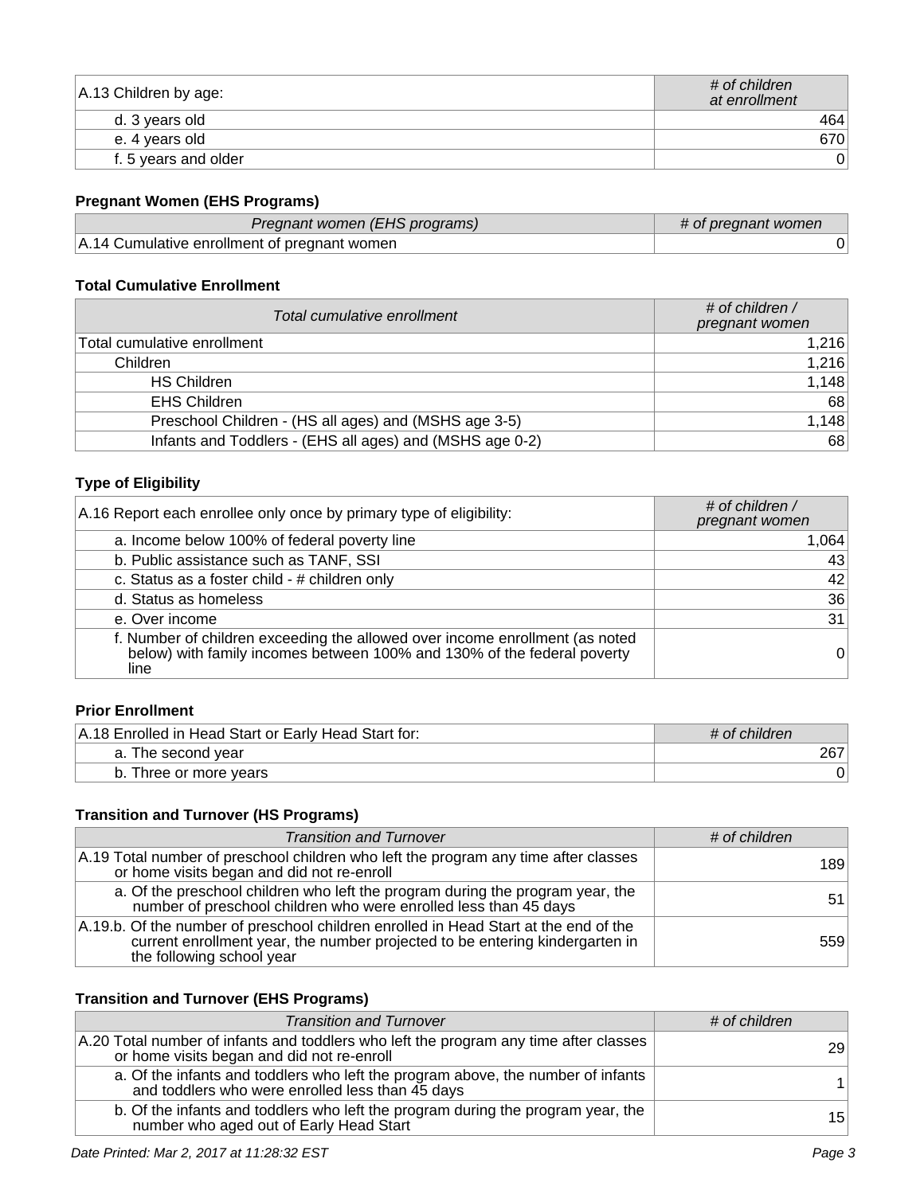| A.13 Children by age: | *# of children at enrollment* |
|---|---|
| d. 3 years old | 464 |
| e. 4 years old | 670 |
| f. 5 years and older | 0 |

### Pregnant Women (EHS Programs)

| *Pregnant women (EHS programs)* | *# of pregnant women* |
|---|---|
| A.14 Cumulative enrollment of pregnant women | 0 |

### Total Cumulative Enrollment

| *Total cumulative enrollment* | *# of children / pregnant women* |
|---|---|
| Total cumulative enrollment | 1,216 |
| Children | 1,216 |
| HS Children | 1,148 |
| EHS Children | 68 |
| Preschool Children - (HS all ages) and (MSHS age 3-5) | 1,148 |
| Infants and Toddlers - (EHS all ages) and (MSHS age 0-2) | 68 |

### Type of Eligibility

| A.16 Report each enrollee only once by primary type of eligibility: | *# of children / pregnant women* |
|---|---|
| a. Income below 100% of federal poverty line | 1,064 |
| b. Public assistance such as TANF, SSI | 43 |
| c. Status as a foster child - # children only | 42 |
| d. Status as homeless | 36 |
| e. Over income | 31 |
| f. Number of children exceeding the allowed over income enrollment (as noted below) with family incomes between 100% and 130% of the federal poverty line | 0 |

### Prior Enrollment

| A.18 Enrolled in Head Start or Early Head Start for: | *# of children* |
|---|---|
| a. The second year | 267 |
| b. Three or more years | 0 |

### Transition and Turnover (HS Programs)

| *Transition and Turnover* | *# of children* |
|---|---|
| A.19 Total number of preschool children who left the program any time after classes or home visits began and did not re-enroll | 189 |
| a. Of the preschool children who left the program during the program year, the number of preschool children who were enrolled less than 45 days | 51 |
| A.19.b. Of the number of preschool children enrolled in Head Start at the end of the current enrollment year, the number projected to be entering kindergarten in the following school year | 559 |

### Transition and Turnover (EHS Programs)

| *Transition and Turnover* | *# of children* |
|---|---|
| A.20 Total number of infants and toddlers who left the program any time after classes or home visits began and did not re-enroll | 29 |
| a. Of the infants and toddlers who left the program above, the number of infants and toddlers who were enrolled less than 45 days | 1 |
| b. Of the infants and toddlers who left the program during the program year, the number who aged out of Early Head Start | 15 |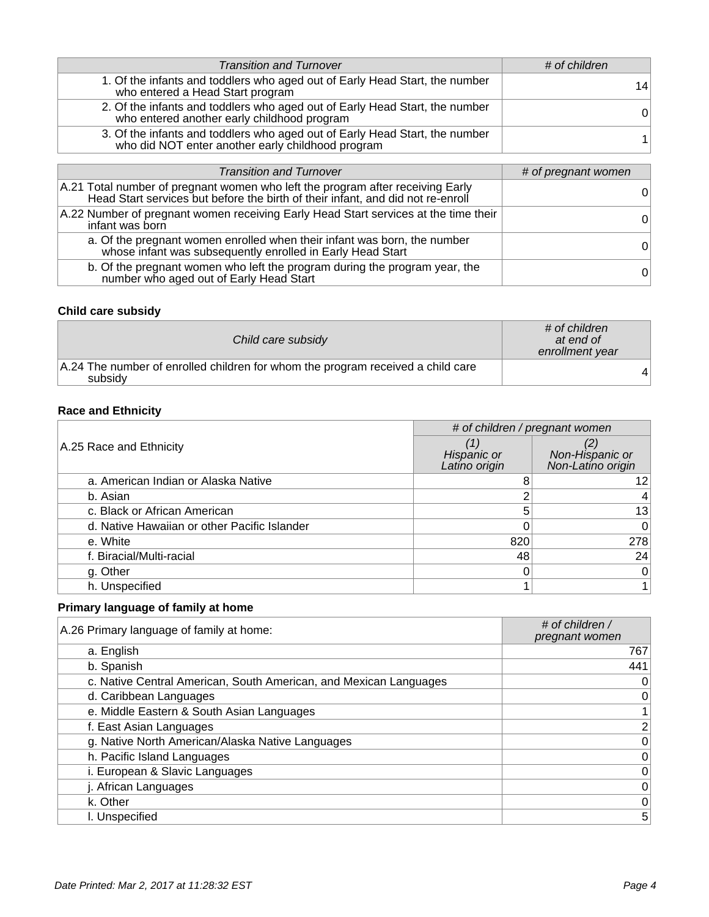| Transition and Turnover | # of children |
|---|---|
| 1. Of the infants and toddlers who aged out of Early Head Start, the number who entered a Head Start program | 14 |
| 2. Of the infants and toddlers who aged out of Early Head Start, the number who entered another early childhood program | 0 |
| 3. Of the infants and toddlers who aged out of Early Head Start, the number who did NOT enter another early childhood program | 1 |

| Transition and Turnover | # of pregnant women |
|---|---|
| A.21 Total number of pregnant women who left the program after receiving Early Head Start services but before the birth of their infant, and did not re-enroll | 0 |
| A.22 Number of pregnant women receiving Early Head Start services at the time their infant was born | 0 |
| a. Of the pregnant women enrolled when their infant was born, the number whose infant was subsequently enrolled in Early Head Start | 0 |
| b. Of the pregnant women who left the program during the program year, the number who aged out of Early Head Start | 0 |

### Child care subsidy

| Child care subsidy | # of children at end of enrollment year |
|---|---|
| A.24 The number of enrolled children for whom the program received a child care subsidy | 4 |

### Race and Ethnicity

| A.25 Race and Ethnicity | # of children / pregnant women | |
|---|---|---|
| | (1) Hispanic or Latino origin | (2) Non-Hispanic or Non-Latino origin |
| a. American Indian or Alaska Native | 8 | 12 |
| b. Asian | 2 | 4 |
| c. Black or African American | 5 | 13 |
| d. Native Hawaiian or other Pacific Islander | 0 | 0 |
| e. White | 820 | 278 |
| f. Biracial/Multi-racial | 48 | 24 |
| g. Other | 0 | 0 |
| h. Unspecified | 1 | 1 |

### Primary language of family at home

| A.26 Primary language of family at home: | # of children / pregnant women |
|---|---|
| a. English | 767 |
| b. Spanish | 441 |
| c. Native Central American, South American, and Mexican Languages | 0 |
| d. Caribbean Languages | 0 |
| e. Middle Eastern & South Asian Languages | 1 |
| f. East Asian Languages | 2 |
| g. Native North American/Alaska Native Languages | 0 |
| h. Pacific Island Languages | 0 |
| i. European & Slavic Languages | 0 |
| j. African Languages | 0 |
| k. Other | 0 |
| l. Unspecified | 5 |

*Date Printed: Mar 2, 2017 at 11:28:32 EST*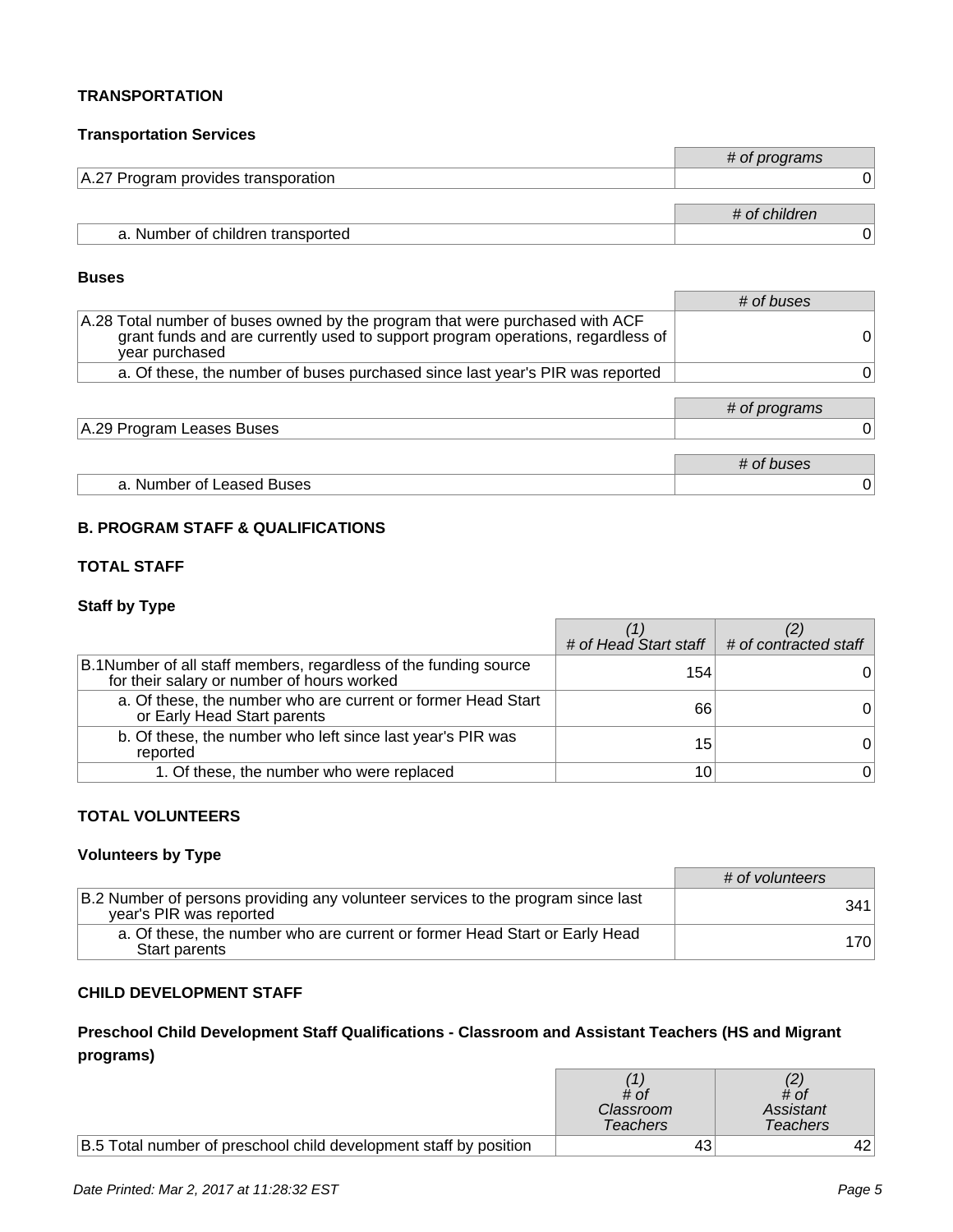### TRANSPORTATION

#### Transportation Services

| | # of programs |
|---|---|
| A.27 Program provides transporation | 0 |

| | # of children |
|---|---|
| a. Number of children transported | 0 |

#### Buses

| | # of buses |
|---|---|
| A.28 Total number of buses owned by the program that were purchased with ACF grant funds and are currently used to support program operations, regardless of year purchased | 0 |
| a. Of these, the number of buses purchased since last year's PIR was reported | 0 |

| | # of programs |
|---|---|
| A.29 Program Leases Buses | 0 |

| | # of buses |
|---|---|
| a. Number of Leased Buses | 0 |

### B. PROGRAM STAFF & QUALIFICATIONS

### TOTAL STAFF

#### Staff by Type

| | (1) # of Head Start staff | (2) # of contracted staff |
|---|---|---|
| B.1Number of all staff members, regardless of the funding source for their salary or number of hours worked | 154 | 0 |
| a. Of these, the number who are current or former Head Start or Early Head Start parents | 66 | 0 |
| b. Of these, the number who left since last year's PIR was reported | 15 | 0 |
| 1. Of these, the number who were replaced | 10 | 0 |

### TOTAL VOLUNTEERS

#### Volunteers by Type

| | # of volunteers |
|---|---|
| B.2 Number of persons providing any volunteer services to the program since last year's PIR was reported | 341 |
| a. Of these, the number who are current or former Head Start or Early Head Start parents | 170 |

### CHILD DEVELOPMENT STAFF

#### Preschool Child Development Staff Qualifications - Classroom and Assistant Teachers (HS and Migrant programs)

| | (1) # of Classroom Teachers | (2) # of Assistant Teachers |
|---|---|---|
| B.5 Total number of preschool child development staff by position | 43 | 42 |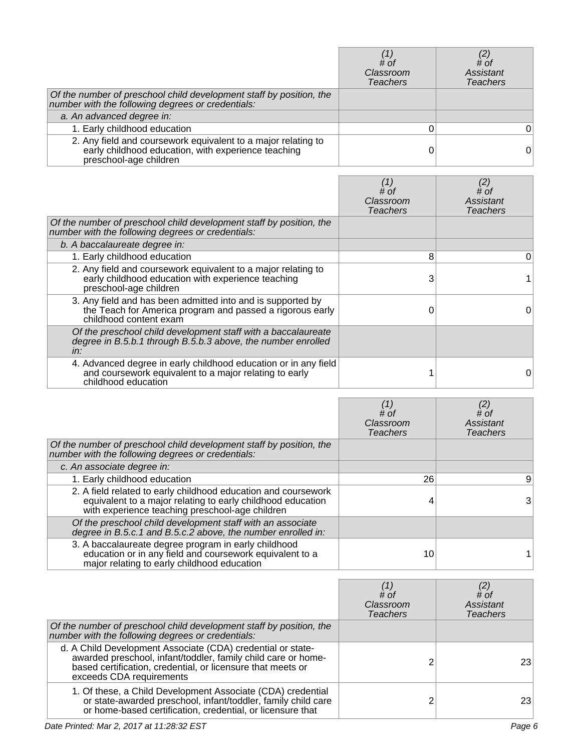| | *(1) # of Classroom Teachers* | *(2) # of Assistant Teachers* |
|---|---|---|
| *Of the number of preschool child development staff by position, the number with the following degrees or credentials:* | | |
| *a. An advanced degree in:* | | |
| 1. Early childhood education | 0 | 0 |
| 2. Any field and coursework equivalent to a major relating to early childhood education, with experience teaching preschool-age children | 0 | 0 |

| | *(1) # of Classroom Teachers* | *(2) # of Assistant Teachers* |
|---|---|---|
| *Of the number of preschool child development staff by position, the number with the following degrees or credentials:* | | |
| *b. A baccalaureate degree in:* | | |
| 1. Early childhood education | 8 | 0 |
| 2. Any field and coursework equivalent to a major relating to early childhood education with experience teaching preschool-age children | 3 | 1 |
| 3. Any field and has been admitted into and is supported by the Teach for America program and passed a rigorous early childhood content exam | 0 | 0 |
| *Of the preschool child development staff with a baccalaureate degree in B.5.b.1 through B.5.b.3 above, the number enrolled in:* | | |
| 4. Advanced degree in early childhood education or in any field and coursework equivalent to a major relating to early childhood education | 1 | 0 |

| | *(1) # of Classroom Teachers* | *(2) # of Assistant Teachers* |
|---|---|---|
| *Of the number of preschool child development staff by position, the number with the following degrees or credentials:* | | |
| *c. An associate degree in:* | | |
| 1. Early childhood education | 26 | 9 |
| 2. A field related to early childhood education and coursework equivalent to a major relating to early childhood education with experience teaching preschool-age children | 4 | 3 |
| *Of the preschool child development staff with an associate degree in B.5.c.1 and B.5.c.2 above, the number enrolled in:* | | |
| 3. A baccalaureate degree program in early childhood education or in any field and coursework equivalent to a major relating to early childhood education | 10 | 1 |

| | *(1) # of Classroom Teachers* | *(2) # of Assistant Teachers* |
|---|---|---|
| *Of the number of preschool child development staff by position, the number with the following degrees or credentials:* | | |
| d. A Child Development Associate (CDA) credential or state-awarded preschool, infant/toddler, family child care or home-based certification, credential, or licensure that meets or exceeds CDA requirements | 2 | 23 |
| 1. Of these, a Child Development Associate (CDA) credential or state-awarded preschool, infant/toddler, family child care or home-based certification, credential, or licensure that | 2 | 23 |

*Date Printed: Mar 2, 2017 at 11:28:32 EST*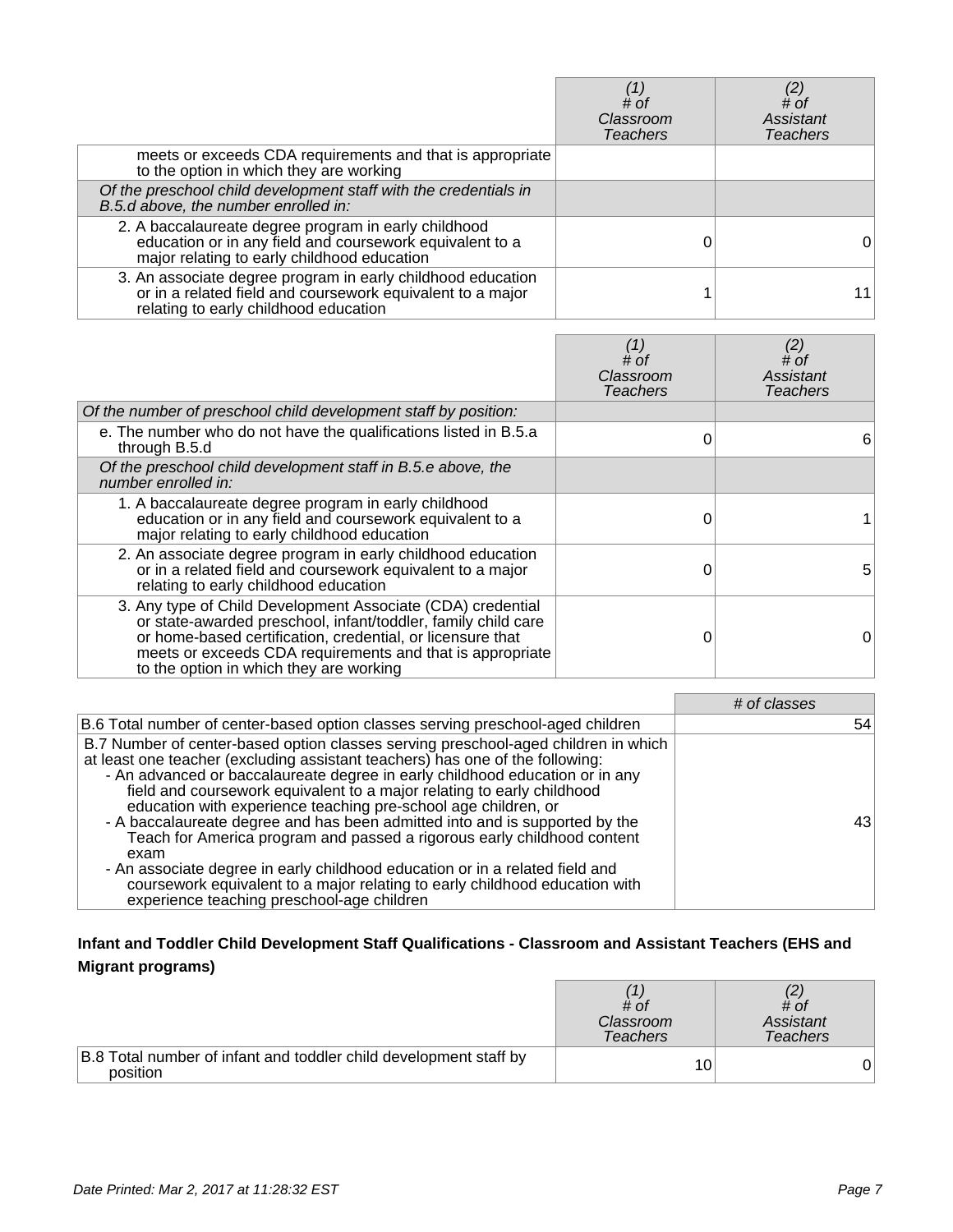| | (1) # of Classroom Teachers | (2) # of Assistant Teachers |
|---|---|---|
| meets or exceeds CDA requirements and that is appropriate to the option in which they are working | | |
| *Of the preschool child development staff with the credentials in B.5.d above, the number enrolled in:* | | |
| 2. A baccalaureate degree program in early childhood education or in any field and coursework equivalent to a major relating to early childhood education | 0 | 0 |
| 3. An associate degree program in early childhood education or in a related field and coursework equivalent to a major relating to early childhood education | 1 | 11 |

| | (1) # of Classroom Teachers | (2) # of Assistant Teachers |
|---|---|---|
| *Of the number of preschool child development staff by position:* | | |
| e. The number who do not have the qualifications listed in B.5.a through B.5.d | 0 | 6 |
| *Of the preschool child development staff in B.5.e above, the number enrolled in:* | | |
| 1. A baccalaureate degree program in early childhood education or in any field and coursework equivalent to a major relating to early childhood education | 0 | 1 |
| 2. An associate degree program in early childhood education or in a related field and coursework equivalent to a major relating to early childhood education | 0 | 5 |
| 3. Any type of Child Development Associate (CDA) credential or state-awarded preschool, infant/toddler, family child care or home-based certification, credential, or licensure that meets or exceeds CDA requirements and that is appropriate to the option in which they are working | 0 | 0 |

| | # of classes |
|---|---|
| B.6 Total number of center-based option classes serving preschool-aged children | 54 |
| B.7 Number of center-based option classes serving preschool-aged children in which at least one teacher (excluding assistant teachers) has one of the following:<br>- An advanced or baccalaureate degree in early childhood education or in any field and coursework equivalent to a major relating to early childhood education with experience teaching pre-school age children, or<br>- A baccalaureate degree and has been admitted into and is supported by the Teach for America program and passed a rigorous early childhood content exam<br>- An associate degree in early childhood education or in a related field and coursework equivalent to a major relating to early childhood education with experience teaching preschool-age children | 43 |

**Infant and Toddler Child Development Staff Qualifications - Classroom and Assistant Teachers (EHS and Migrant programs)**

| | (1) # of Classroom Teachers | (2) # of Assistant Teachers |
|---|---|---|
| B.8 Total number of infant and toddler child development staff by position | 10 | 0 |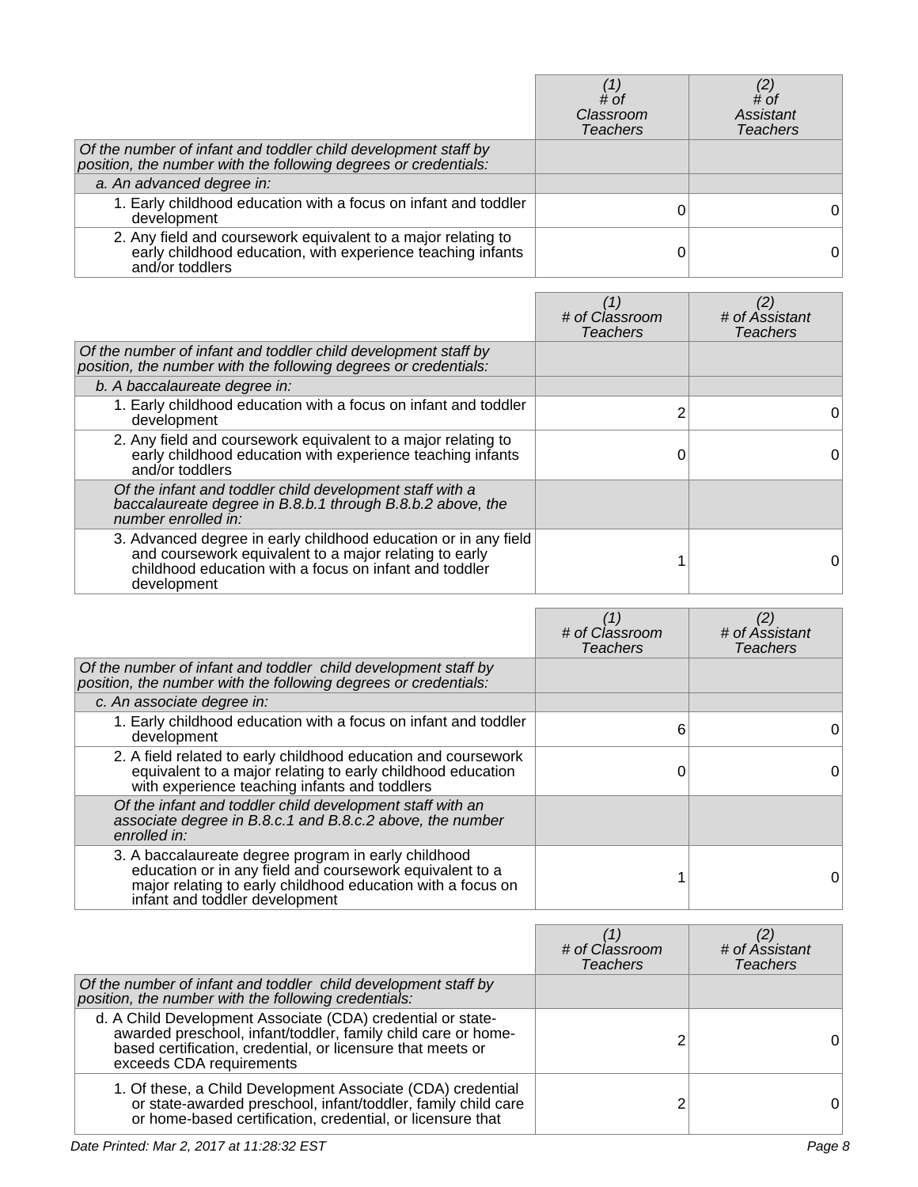| | (1) # of Classroom Teachers | (2) # of Assistant Teachers |
|---|---|---|
| *Of the number of infant and toddler child development staff by position, the number with the following degrees or credentials:* | | |
| *a. An advanced degree in:* | | |
| 1. Early childhood education with a focus on infant and toddler development | 0 | 0 |
| 2. Any field and coursework equivalent to a major relating to early childhood education, with experience teaching infants and/or toddlers | 0 | 0 |

| | (1) # of Classroom Teachers | (2) # of Assistant Teachers |
|---|---|---|
| *Of the number of infant and toddler child development staff by position, the number with the following degrees or credentials:* | | |
| *b. A baccalaureate degree in:* | | |
| 1. Early childhood education with a focus on infant and toddler development | 2 | 0 |
| 2. Any field and coursework equivalent to a major relating to early childhood education with experience teaching infants and/or toddlers | 0 | 0 |
| *Of the infant and toddler child development staff with a baccalaureate degree in B.8.b.1 through B.8.b.2 above, the number enrolled in:* | | |
| 3. Advanced degree in early childhood education or in any field and coursework equivalent to a major relating to early childhood education with a focus on infant and toddler development | 1 | 0 |

| | (1) # of Classroom Teachers | (2) # of Assistant Teachers |
|---|---|---|
| *Of the number of infant and toddler child development staff by position, the number with the following degrees or credentials:* | | |
| *c. An associate degree in:* | | |
| 1. Early childhood education with a focus on infant and toddler development | 6 | 0 |
| 2. A field related to early childhood education and coursework equivalent to a major relating to early childhood education with experience teaching infants and toddlers | 0 | 0 |
| *Of the infant and toddler child development staff with an associate degree in B.8.c.1 and B.8.c.2 above, the number enrolled in:* | | |
| 3. A baccalaureate degree program in early childhood education or in any field and coursework equivalent to a major relating to early childhood education with a focus on infant and toddler development | 1 | 0 |

| | (1) # of Classroom Teachers | (2) # of Assistant Teachers |
|---|---|---|
| *Of the number of infant and toddler child development staff by position, the number with the following credentials:* | | |
| d. A Child Development Associate (CDA) credential or state-awarded preschool, infant/toddler, family child care or home-based certification, credential, or licensure that meets or exceeds CDA requirements | 2 | 0 |
| 1. Of these, a Child Development Associate (CDA) credential or state-awarded preschool, infant/toddler, family child care or home-based certification, credential, or licensure that | 2 | 0 |

*Date Printed: Mar 2, 2017 at 11:28:32 EST*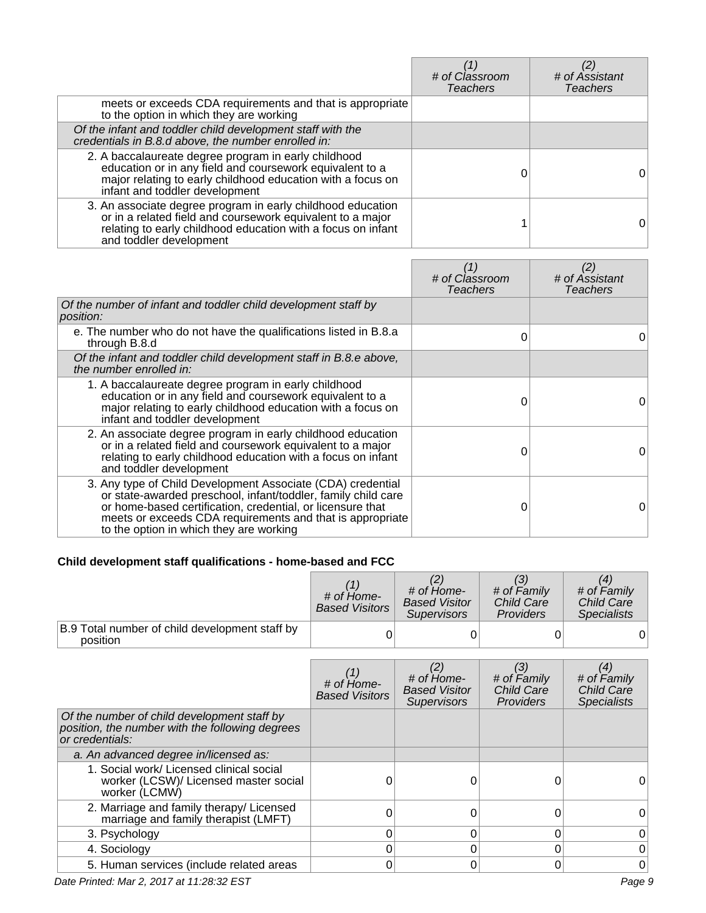| | (1) # of Classroom Teachers | (2) # of Assistant Teachers |
|---|---|---|
| meets or exceeds CDA requirements and that is appropriate to the option in which they are working | | |
| *Of the infant and toddler child development staff with the credentials in B.8.d above, the number enrolled in:* | | |
| 2. A baccalaureate degree program in early childhood education or in any field and coursework equivalent to a major relating to early childhood education with a focus on infant and toddler development | 0 | 0 |
| 3. An associate degree program in early childhood education or in a related field and coursework equivalent to a major relating to early childhood education with a focus on infant and toddler development | 1 | 0 |

| | (1) # of Classroom Teachers | (2) # of Assistant Teachers |
|---|---|---|
| *Of the number of infant and toddler child development staff by position:* | | |
| e. The number who do not have the qualifications listed in B.8.a through B.8.d | 0 | 0 |
| *Of the infant and toddler child development staff in B.8.e above, the number enrolled in:* | | |
| 1. A baccalaureate degree program in early childhood education or in any field and coursework equivalent to a major relating to early childhood education with a focus on infant and toddler development | 0 | 0 |
| 2. An associate degree program in early childhood education or in a related field and coursework equivalent to a major relating to early childhood education with a focus on infant and toddler development | 0 | 0 |
| 3. Any type of Child Development Associate (CDA) credential or state-awarded preschool, infant/toddler, family child care or home-based certification, credential, or licensure that meets or exceeds CDA requirements and that is appropriate to the option in which they are working | 0 | 0 |

**Child development staff qualifications - home-based and FCC**

| | (1) # of Home-Based Visitors | (2) # of Home-Based Visitor Supervisors | (3) # of Family Child Care Providers | (4) # of Family Child Care Specialists |
|---|---|---|---|---|
| B.9 Total number of child development staff by position | 0 | 0 | 0 | 0 |

| | (1) # of Home-Based Visitors | (2) # of Home-Based Visitor Supervisors | (3) # of Family Child Care Providers | (4) # of Family Child Care Specialists |
|---|---|---|---|---|
| *Of the number of child development staff by position, the number with the following degrees or credentials:* | | | | |
| *a. An advanced degree in/licensed as:* | | | | |
| 1. Social work/ Licensed clinical social worker (LCSW)/ Licensed master social worker (LCMW) | 0 | 0 | 0 | 0 |
| 2. Marriage and family therapy/ Licensed marriage and family therapist (LMFT) | 0 | 0 | 0 | 0 |
| 3. Psychology | 0 | 0 | 0 | 0 |
| 4. Sociology | 0 | 0 | 0 | 0 |
| 5. Human services (include related areas | 0 | 0 | 0 | 0 |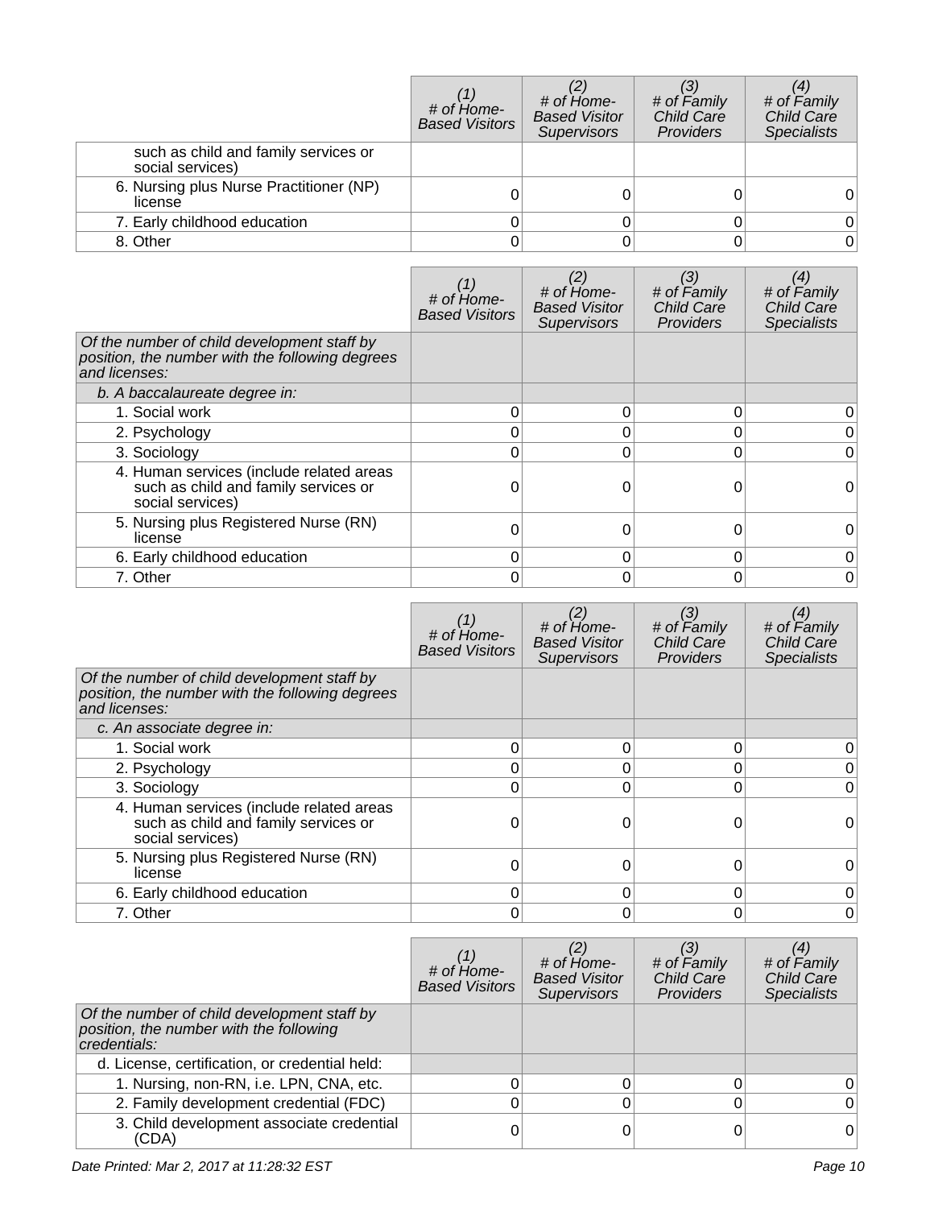| | (1) # of Home-Based Visitors | (2) # of Home-Based Visitor Supervisors | (3) # of Family Child Care Providers | (4) # of Family Child Care Specialists |
|---|---|---|---|---|
| such as child and family services or social services) | | | | |
| 6. Nursing plus Nurse Practitioner (NP) license | 0 | 0 | 0 | 0 |
| 7. Early childhood education | 0 | 0 | 0 | 0 |
| 8. Other | 0 | 0 | 0 | 0 |

| | (1) # of Home-Based Visitors | (2) # of Home-Based Visitor Supervisors | (3) # of Family Child Care Providers | (4) # of Family Child Care Specialists |
|---|---|---|---|---|
| *Of the number of child development staff by position, the number with the following degrees and licenses:* | | | | |
| *b. A baccalaureate degree in:* | | | | |
| 1. Social work | 0 | 0 | 0 | 0 |
| 2. Psychology | 0 | 0 | 0 | 0 |
| 3. Sociology | 0 | 0 | 0 | 0 |
| 4. Human services (include related areas such as child and family services or social services) | 0 | 0 | 0 | 0 |
| 5. Nursing plus Registered Nurse (RN) license | 0 | 0 | 0 | 0 |
| 6. Early childhood education | 0 | 0 | 0 | 0 |
| 7. Other | 0 | 0 | 0 | 0 |

| | (1) # of Home-Based Visitors | (2) # of Home-Based Visitor Supervisors | (3) # of Family Child Care Providers | (4) # of Family Child Care Specialists |
|---|---|---|---|---|
| *Of the number of child development staff by position, the number with the following degrees and licenses:* | | | | |
| *c. An associate degree in:* | | | | |
| 1. Social work | 0 | 0 | 0 | 0 |
| 2. Psychology | 0 | 0 | 0 | 0 |
| 3. Sociology | 0 | 0 | 0 | 0 |
| 4. Human services (include related areas such as child and family services or social services) | 0 | 0 | 0 | 0 |
| 5. Nursing plus Registered Nurse (RN) license | 0 | 0 | 0 | 0 |
| 6. Early childhood education | 0 | 0 | 0 | 0 |
| 7. Other | 0 | 0 | 0 | 0 |

| | (1) # of Home-Based Visitors | (2) # of Home-Based Visitor Supervisors | (3) # of Family Child Care Providers | (4) # of Family Child Care Specialists |
|---|---|---|---|---|
| *Of the number of child development staff by position, the number with the following credentials:* | | | | |
| d. License, certification, or credential held: | | | | |
| 1. Nursing, non-RN, i.e. LPN, CNA, etc. | 0 | 0 | 0 | 0 |
| 2. Family development credential (FDC) | 0 | 0 | 0 | 0 |
| 3. Child development associate credential (CDA) | 0 | 0 | 0 | 0 |

*Date Printed: Mar 2, 2017 at 11:28:32 EST*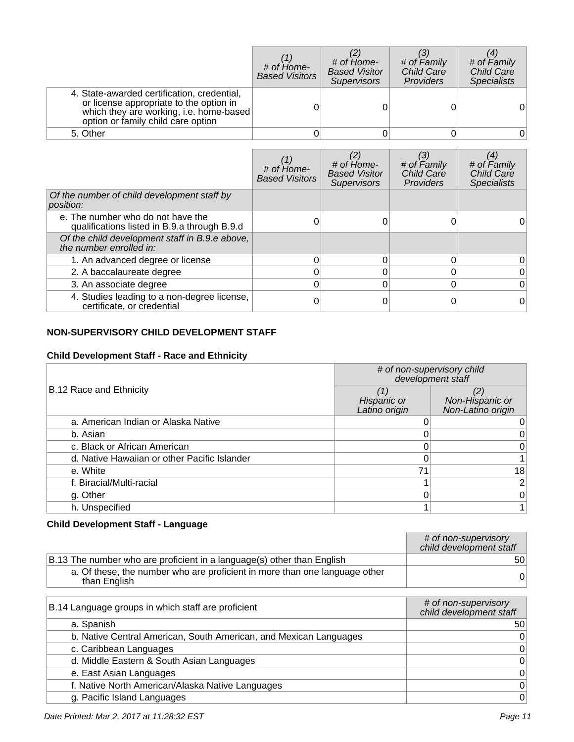| | (1) # of Home-Based Visitors | (2) # of Home-Based Visitor Supervisors | (3) # of Family Child Care Providers | (4) # of Family Child Care Specialists |
|---|---|---|---|---|
| 4. State-awarded certification, credential, or license appropriate to the option in which they are working, i.e. home-based option or family child care option | 0 | 0 | 0 | 0 |
| 5. Other | 0 | 0 | 0 | 0 |

| | (1) # of Home-Based Visitors | (2) # of Home-Based Visitor Supervisors | (3) # of Family Child Care Providers | (4) # of Family Child Care Specialists |
|---|---|---|---|---|
| *Of the number of child development staff by position:* | | | | |
| e. The number who do not have the qualifications listed in B.9.a through B.9.d | 0 | 0 | 0 | 0 |
| *Of the child development staff in B.9.e above, the number enrolled in:* | | | | |
| 1. An advanced degree or license | 0 | 0 | 0 | 0 |
| 2. A baccalaureate degree | 0 | 0 | 0 | 0 |
| 3. An associate degree | 0 | 0 | 0 | 0 |
| 4. Studies leading to a non-degree license, certificate, or credential | 0 | 0 | 0 | 0 |

**NON-SUPERVISORY CHILD DEVELOPMENT STAFF**

**Child Development Staff - Race and Ethnicity**

| B.12 Race and Ethnicity | # of non-supervisory child development staff | |
|---|---|---|
| | (1) Hispanic or Latino origin | (2) Non-Hispanic or Non-Latino origin |
| a. American Indian or Alaska Native | 0 | 0 |
| b. Asian | 0 | 0 |
| c. Black or African American | 0 | 0 |
| d. Native Hawaiian or other Pacific Islander | 0 | 1 |
| e. White | 71 | 18 |
| f. Biracial/Multi-racial | 1 | 2 |
| g. Other | 0 | 0 |
| h. Unspecified | 1 | 1 |

**Child Development Staff - Language**

| | # of non-supervisory child development staff |
|---|---|
| B.13 The number who are proficient in a language(s) other than English | 50 |
| a. Of these, the number who are proficient in more than one language other than English | 0 |

| B.14 Language groups in which staff are proficient | # of non-supervisory child development staff |
|---|---|
| a. Spanish | 50 |
| b. Native Central American, South American, and Mexican Languages | 0 |
| c. Caribbean Languages | 0 |
| d. Middle Eastern & South Asian Languages | 0 |
| e. East Asian Languages | 0 |
| f. Native North American/Alaska Native Languages | 0 |
| g. Pacific Island Languages | 0 |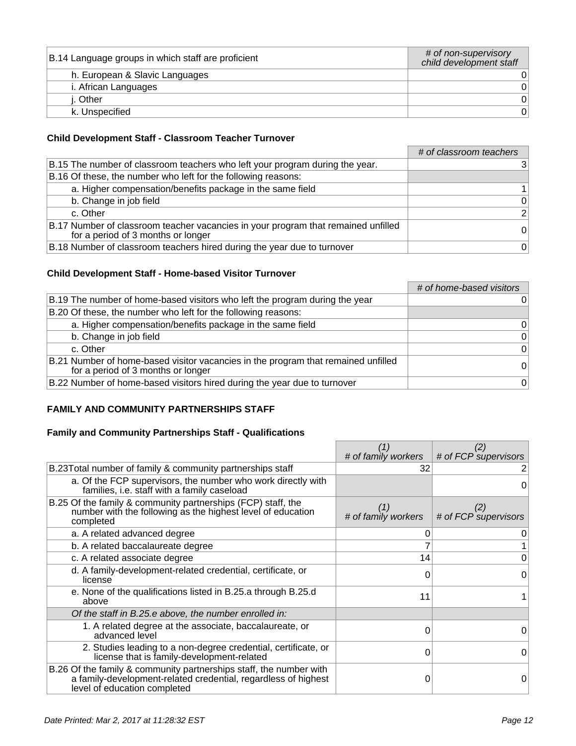| B.14 Language groups in which staff are proficient | # of non-supervisory child development staff |
|---|---|
| h. European & Slavic Languages | 0 |
| i. African Languages | 0 |
| j. Other | 0 |
| k. Unspecified | 0 |

### Child Development Staff - Classroom Teacher Turnover

| | # of classroom teachers |
|---|---|
| B.15 The number of classroom teachers who left your program during the year. | 3 |
| B.16 Of these, the number who left for the following reasons: | |
| a. Higher compensation/benefits package in the same field | 1 |
| b. Change in job field | 0 |
| c. Other | 2 |
| B.17 Number of classroom teacher vacancies in your program that remained unfilled for a period of 3 months or longer | 0 |
| B.18 Number of classroom teachers hired during the year due to turnover | 0 |

### Child Development Staff - Home-based Visitor Turnover

| | # of home-based visitors |
|---|---|
| B.19 The number of home-based visitors who left the program during the year | 0 |
| B.20 Of these, the number who left for the following reasons: | |
| a. Higher compensation/benefits package in the same field | 0 |
| b. Change in job field | 0 |
| c. Other | 0 |
| B.21 Number of home-based visitor vacancies in the program that remained unfilled for a period of 3 months or longer | 0 |
| B.22 Number of home-based visitors hired during the year due to turnover | 0 |

## FAMILY AND COMMUNITY PARTNERSHIPS STAFF

### Family and Community Partnerships Staff - Qualifications

| | (1) # of family workers | (2) # of FCP supervisors |
|---|---|---|
| B.23 Total number of family & community partnerships staff | 32 | 2 |
| a. Of the FCP supervisors, the number who work directly with families, i.e. staff with a family caseload | | 0 |
| B.25 Of the family & community partnerships (FCP) staff, the number with the following as the highest level of education completed | (1) # of family workers | (2) # of FCP supervisors |
| a. A related advanced degree | 0 | 0 |
| b. A related baccalaureate degree | 7 | 1 |
| c. A related associate degree | 14 | 0 |
| d. A family-development-related credential, certificate, or license | 0 | 0 |
| e. None of the qualifications listed in B.25.a through B.25.d above | 11 | 1 |
| *Of the staff in B.25.e above, the number enrolled in:* | | |
| 1. A related degree at the associate, baccalaureate, or advanced level | 0 | 0 |
| 2. Studies leading to a non-degree credential, certificate, or license that is family-development-related | 0 | 0 |
| B.26 Of the family & community partnerships staff, the number with a family-development-related credential, regardless of highest level of education completed | 0 | 0 |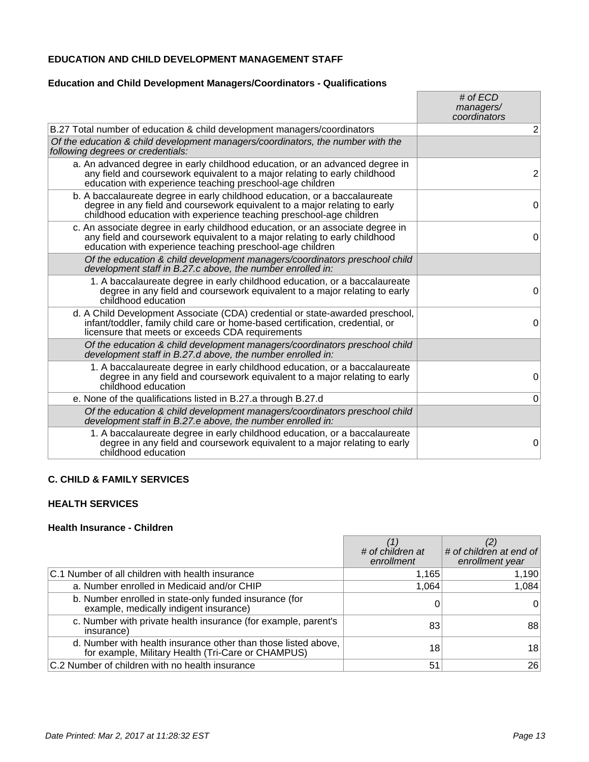### EDUCATION AND CHILD DEVELOPMENT MANAGEMENT STAFF

#### Education and Child Development Managers/Coordinators - Qualifications

| | *# of ECD managers/ coordinators* |
|---|---|
| B.27 Total number of education & child development managers/coordinators | 2 |
| *Of the education & child development managers/coordinators, the number with the following degrees or credentials:* | |
| a. An advanced degree in early childhood education, or an advanced degree in any field and coursework equivalent to a major relating to early childhood education with experience teaching preschool-age children | 2 |
| b. A baccalaureate degree in early childhood education, or a baccalaureate degree in any field and coursework equivalent to a major relating to early childhood education with experience teaching preschool-age children | 0 |
| c. An associate degree in early childhood education, or an associate degree in any field and coursework equivalent to a major relating to early childhood education with experience teaching preschool-age children | 0 |
| *Of the education & child development managers/coordinators preschool child development staff in B.27.c above, the number enrolled in:* | |
| 1. A baccalaureate degree in early childhood education, or a baccalaureate degree in any field and coursework equivalent to a major relating to early childhood education | 0 |
| d. A Child Development Associate (CDA) credential or state-awarded preschool, infant/toddler, family child care or home-based certification, credential, or licensure that meets or exceeds CDA requirements | 0 |
| *Of the education & child development managers/coordinators preschool child development staff in B.27.d above, the number enrolled in:* | |
| 1. A baccalaureate degree in early childhood education, or a baccalaureate degree in any field and coursework equivalent to a major relating to early childhood education | 0 |
| e. None of the qualifications listed in B.27.a through B.27.d | 0 |
| *Of the education & child development managers/coordinators preschool child development staff in B.27.e above, the number enrolled in:* | |
| 1. A baccalaureate degree in early childhood education, or a baccalaureate degree in any field and coursework equivalent to a major relating to early childhood education | 0 |

### C. CHILD & FAMILY SERVICES

### HEALTH SERVICES

#### Health Insurance - Children

| | *(1) # of children at enrollment* | *(2) # of children at end of enrollment year* |
|---|---|---|
| C.1 Number of all children with health insurance | 1,165 | 1,190 |
| a. Number enrolled in Medicaid and/or CHIP | 1,064 | 1,084 |
| b. Number enrolled in state-only funded insurance (for example, medically indigent insurance) | 0 | 0 |
| c. Number with private health insurance (for example, parent's insurance) | 83 | 88 |
| d. Number with health insurance other than those listed above, for example, Military Health (Tri-Care or CHAMPUS) | 18 | 18 |
| C.2 Number of children with no health insurance | 51 | 26 |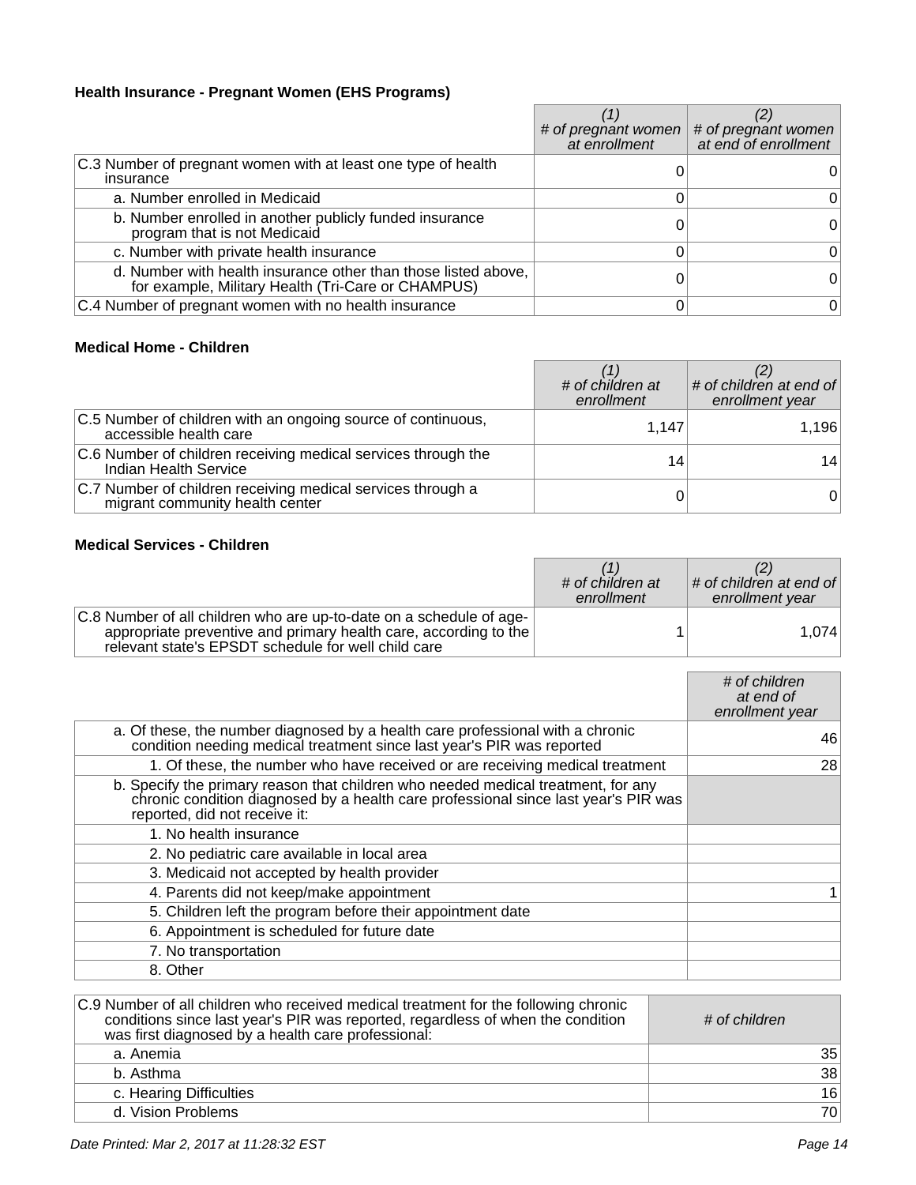**Health Insurance - Pregnant Women (EHS Programs)**

| | (1) # of pregnant women at enrollment | (2) # of pregnant women at end of enrollment |
|---|---|---|
| C.3 Number of pregnant women with at least one type of health insurance | 0 | 0 |
| a. Number enrolled in Medicaid | 0 | 0 |
| b. Number enrolled in another publicly funded insurance program that is not Medicaid | 0 | 0 |
| c. Number with private health insurance | 0 | 0 |
| d. Number with health insurance other than those listed above, for example, Military Health (Tri-Care or CHAMPUS) | 0 | 0 |
| C.4 Number of pregnant women with no health insurance | 0 | 0 |

**Medical Home - Children**

| | (1) # of children at enrollment | (2) # of children at end of enrollment year |
|---|---|---|
| C.5 Number of children with an ongoing source of continuous, accessible health care | 1,147 | 1,196 |
| C.6 Number of children receiving medical services through the Indian Health Service | 14 | 14 |
| C.7 Number of children receiving medical services through a migrant community health center | 0 | 0 |

**Medical Services - Children**

| | (1) # of children at enrollment | (2) # of children at end of enrollment year |
|---|---|---|
| C.8 Number of all children who are up-to-date on a schedule of age-appropriate preventive and primary health care, according to the relevant state's EPSDT schedule for well child care | 1 | 1,074 |

| | # of children at end of enrollment year |
|---|---|
| a. Of these, the number diagnosed by a health care professional with a chronic condition needing medical treatment since last year's PIR was reported | 46 |
| 1. Of these, the number who have received or are receiving medical treatment | 28 |
| b. Specify the primary reason that children who needed medical treatment, for any chronic condition diagnosed by a health care professional since last year's PIR was reported, did not receive it: | |
| 1. No health insurance | |
| 2. No pediatric care available in local area | |
| 3. Medicaid not accepted by health provider | |
| 4. Parents did not keep/make appointment | 1 |
| 5. Children left the program before their appointment date | |
| 6. Appointment is scheduled for future date | |
| 7. No transportation | |
| 8. Other | |

| C.9 Number of all children who received medical treatment for the following chronic conditions since last year's PIR was reported, regardless of when the condition was first diagnosed by a health care professional: | # of children |
|---|---|
| a. Anemia | 35 |
| b. Asthma | 38 |
| c. Hearing Difficulties | 16 |
| d. Vision Problems | 70 |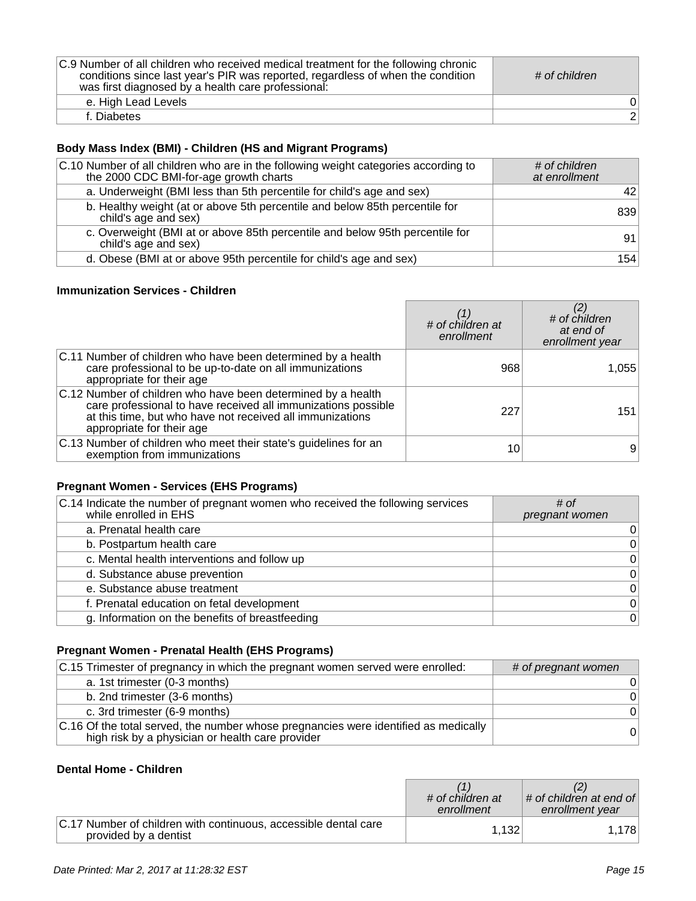| C.9 Number of all children who received medical treatment for the following chronic conditions since last year's PIR was reported, regardless of when the condition was first diagnosed by a health care professional: | *# of children* |
|---|---|
| e. High Lead Levels | 0 |
| f. Diabetes | 2 |

### Body Mass Index (BMI) - Children (HS and Migrant Programs)

| C.10 Number of all children who are in the following weight categories according to the 2000 CDC BMI-for-age growth charts | *# of children at enrollment* |
|---|---|
| a. Underweight (BMI less than 5th percentile for child's age and sex) | 42 |
| b. Healthy weight (at or above 5th percentile and below 85th percentile for child's age and sex) | 839 |
| c. Overweight (BMI at or above 85th percentile and below 95th percentile for child's age and sex) | 91 |
| d. Obese (BMI at or above 95th percentile for child's age and sex) | 154 |

### Immunization Services - Children

| | *(1) # of children at enrollment* | *(2) # of children at end of enrollment year* |
|---|---|---|
| C.11 Number of children who have been determined by a health care professional to be up-to-date on all immunizations appropriate for their age | 968 | 1,055 |
| C.12 Number of children who have been determined by a health care professional to have received all immunizations possible at this time, but who have not received all immunizations appropriate for their age | 227 | 151 |
| C.13 Number of children who meet their state's guidelines for an exemption from immunizations | 10 | 9 |

### Pregnant Women - Services (EHS Programs)

| C.14 Indicate the number of pregnant women who received the following services while enrolled in EHS | *# of pregnant women* |
|---|---|
| a. Prenatal health care | 0 |
| b. Postpartum health care | 0 |
| c. Mental health interventions and follow up | 0 |
| d. Substance abuse prevention | 0 |
| e. Substance abuse treatment | 0 |
| f. Prenatal education on fetal development | 0 |
| g. Information on the benefits of breastfeeding | 0 |

### Pregnant Women - Prenatal Health (EHS Programs)

| C.15 Trimester of pregnancy in which the pregnant women served were enrolled: | *# of pregnant women* |
|---|---|
| a. 1st trimester (0-3 months) | 0 |
| b. 2nd trimester (3-6 months) | 0 |
| c. 3rd trimester (6-9 months) | 0 |
| C.16 Of the total served, the number whose pregnancies were identified as medically high risk by a physician or health care provider | 0 |

### Dental Home - Children

| | *(1) # of children at enrollment* | *(2) # of children at end of enrollment year* |
|---|---|---|
| C.17 Number of children with continuous, accessible dental care provided by a dentist | 1,132 | 1,178 |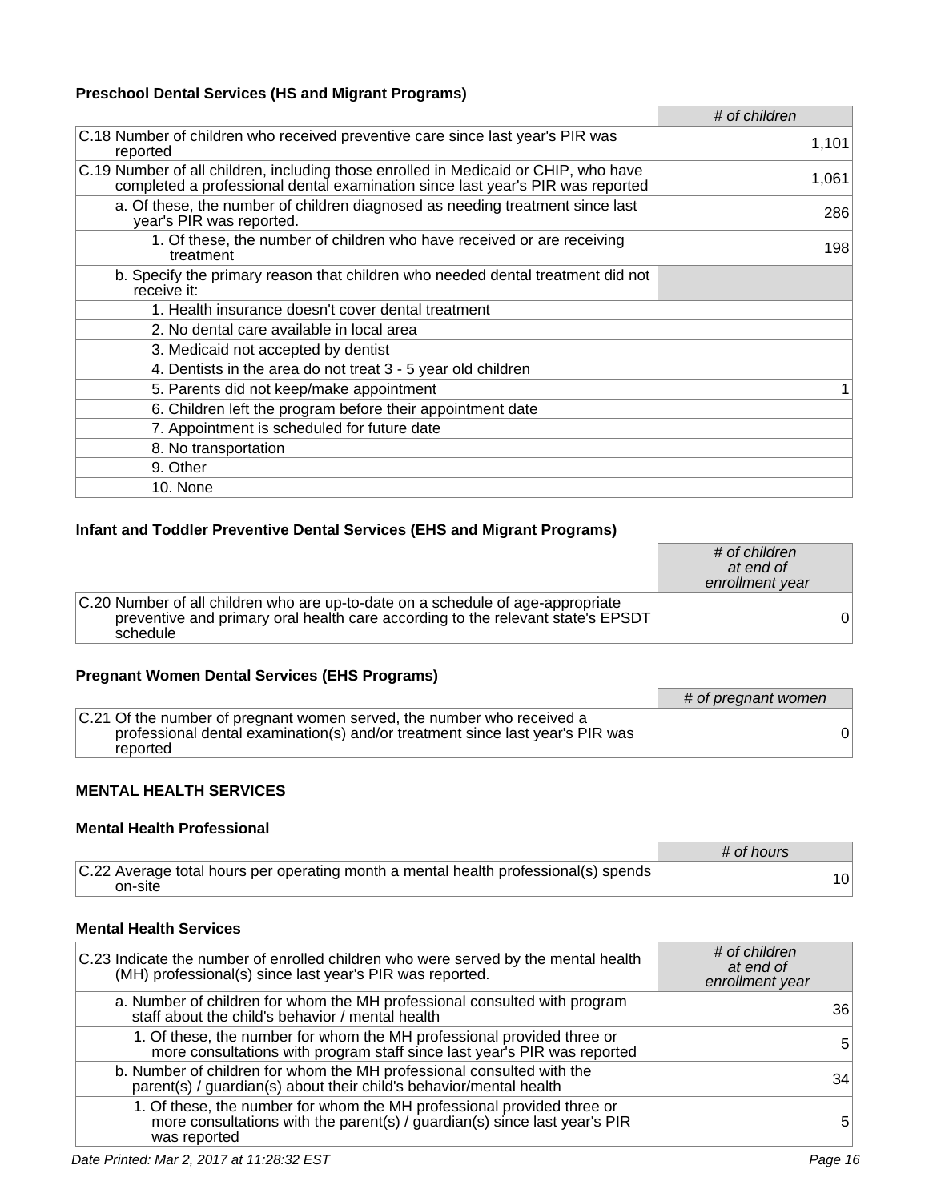### Preschool Dental Services (HS and Migrant Programs)

| | # of children |
|---|---|
| C.18 Number of children who received preventive care since last year's PIR was reported | 1,101 |
| C.19 Number of all children, including those enrolled in Medicaid or CHIP, who have completed a professional dental examination since last year's PIR was reported | 1,061 |
| a. Of these, the number of children diagnosed as needing treatment since last year's PIR was reported. | 286 |
| 1. Of these, the number of children who have received or are receiving treatment | 198 |
| b. Specify the primary reason that children who needed dental treatment did not receive it: | |
| 1. Health insurance doesn't cover dental treatment | |
| 2. No dental care available in local area | |
| 3. Medicaid not accepted by dentist | |
| 4. Dentists in the area do not treat 3 - 5 year old children | |
| 5. Parents did not keep/make appointment | 1 |
| 6. Children left the program before their appointment date | |
| 7. Appointment is scheduled for future date | |
| 8. No transportation | |
| 9. Other | |
| 10. None | |

### Infant and Toddler Preventive Dental Services (EHS and Migrant Programs)

| | # of children at end of enrollment year |
|---|---|
| C.20 Number of all children who are up-to-date on a schedule of age-appropriate preventive and primary oral health care according to the relevant state's EPSDT schedule | 0 |

### Pregnant Women Dental Services (EHS Programs)

| | # of pregnant women |
|---|---|
| C.21 Of the number of pregnant women served, the number who received a professional dental examination(s) and/or treatment since last year's PIR was reported | 0 |

## MENTAL HEALTH SERVICES

### Mental Health Professional

| | # of hours |
|---|---|
| C.22 Average total hours per operating month a mental health professional(s) spends on-site | 10 |

### Mental Health Services

| C.23 Indicate the number of enrolled children who were served by the mental health (MH) professional(s) since last year's PIR was reported. | # of children at end of enrollment year |
|---|---|
| a. Number of children for whom the MH professional consulted with program staff about the child's behavior / mental health | 36 |
| 1. Of these, the number for whom the MH professional provided three or more consultations with program staff since last year's PIR was reported | 5 |
| b. Number of children for whom the MH professional consulted with the parent(s) / guardian(s) about their child's behavior/mental health | 34 |
| 1. Of these, the number for whom the MH professional provided three or more consultations with the parent(s) / guardian(s) since last year's PIR was reported | 5 |

*Date Printed: Mar 2, 2017 at 11:28:32 EST*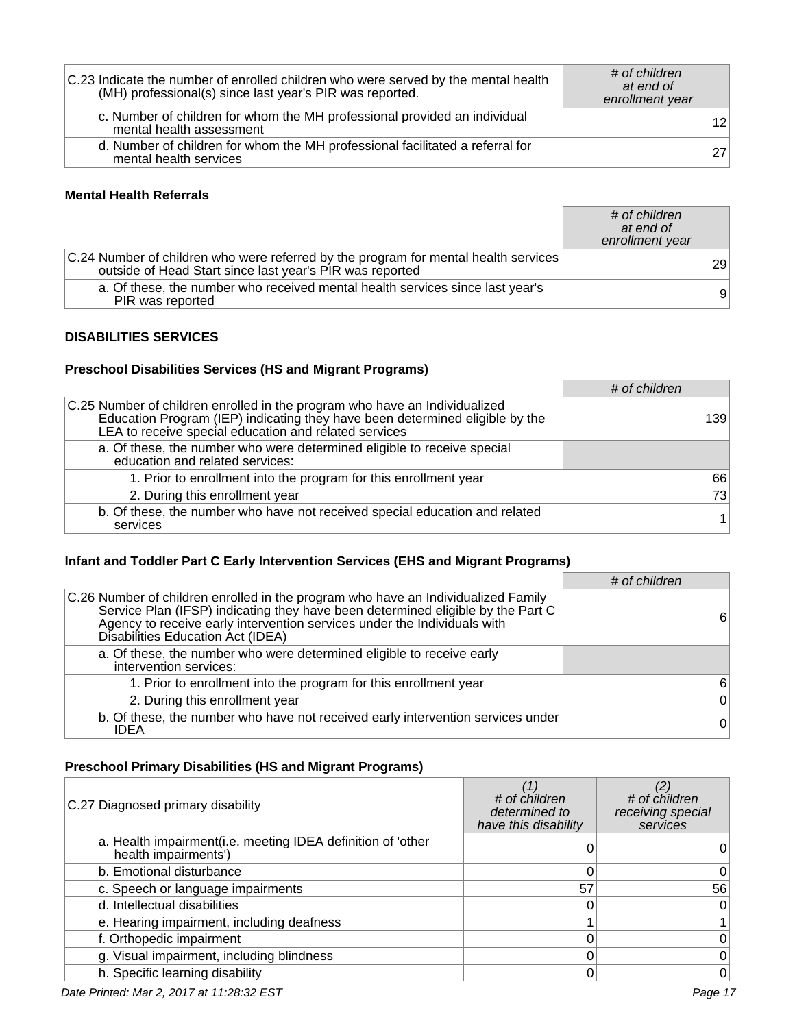| C.23 Indicate the number of enrolled children who were served by the mental health (MH) professional(s) since last year's PIR was reported. | *# of children at end of enrollment year* |
|---|---|
| c. Number of children for whom the MH professional provided an individual mental health assessment | 12 |
| d. Number of children for whom the MH professional facilitated a referral for mental health services | 27 |

**Mental Health Referrals**

| | *# of children at end of enrollment year* |
|---|---|
| C.24 Number of children who were referred by the program for mental health services outside of Head Start since last year's PIR was reported | 29 |
| a. Of these, the number who received mental health services since last year's PIR was reported | 9 |

**DISABILITIES SERVICES**

**Preschool Disabilities Services (HS and Migrant Programs)**

| | *# of children* |
|---|---|
| C.25 Number of children enrolled in the program who have an Individualized Education Program (IEP) indicating they have been determined eligible by the LEA to receive special education and related services | 139 |
| a. Of these, the number who were determined eligible to receive special education and related services: | |
| 1. Prior to enrollment into the program for this enrollment year | 66 |
| 2. During this enrollment year | 73 |
| b. Of these, the number who have not received special education and related services | 1 |

**Infant and Toddler Part C Early Intervention Services (EHS and Migrant Programs)**

| | *# of children* |
|---|---|
| C.26 Number of children enrolled in the program who have an Individualized Family Service Plan (IFSP) indicating they have been determined eligible by the Part C Agency to receive early intervention services under the Individuals with Disabilities Education Act (IDEA) | 6 |
| a. Of these, the number who were determined eligible to receive early intervention services: | |
| 1. Prior to enrollment into the program for this enrollment year | 6 |
| 2. During this enrollment year | 0 |
| b. Of these, the number who have not received early intervention services under IDEA | 0 |

**Preschool Primary Disabilities (HS and Migrant Programs)**

| C.27 Diagnosed primary disability | *(1) # of children determined to have this disability* | *(2) # of children receiving special services* |
|---|---|---|
| a. Health impairment(i.e. meeting IDEA definition of 'other health impairments') | 0 | 0 |
| b. Emotional disturbance | 0 | 0 |
| c. Speech or language impairments | 57 | 56 |
| d. Intellectual disabilities | 0 | 0 |
| e. Hearing impairment, including deafness | 1 | 1 |
| f. Orthopedic impairment | 0 | 0 |
| g. Visual impairment, including blindness | 0 | 0 |
| h. Specific learning disability | 0 | 0 |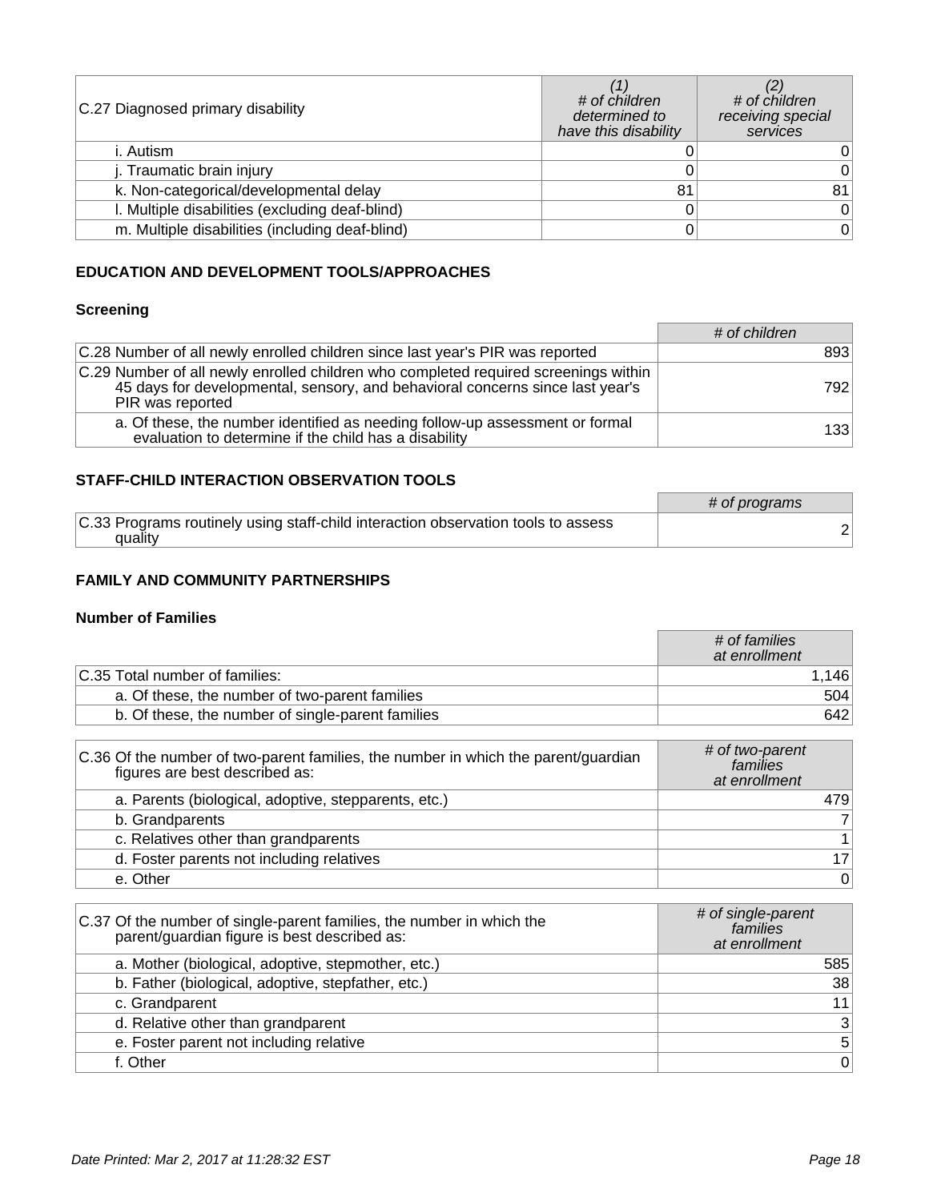| C.27 Diagnosed primary disability | (1) # of children determined to have this disability | (2) # of children receiving special services |
|---|---|---|
| i. Autism | 0 | 0 |
| j. Traumatic brain injury | 0 | 0 |
| k. Non-categorical/developmental delay | 81 | 81 |
| l. Multiple disabilities (excluding deaf-blind) | 0 | 0 |
| m. Multiple disabilities (including deaf-blind) | 0 | 0 |

## EDUCATION AND DEVELOPMENT TOOLS/APPROACHES

### Screening

| | # of children |
|---|---|
| C.28 Number of all newly enrolled children since last year's PIR was reported | 893 |
| C.29 Number of all newly enrolled children who completed required screenings within 45 days for developmental, sensory, and behavioral concerns since last year's PIR was reported | 792 |
| a. Of these, the number identified as needing follow-up assessment or formal evaluation to determine if the child has a disability | 133 |

## STAFF-CHILD INTERACTION OBSERVATION TOOLS

| | # of programs |
|---|---|
| C.33 Programs routinely using staff-child interaction observation tools to assess quality | 2 |

## FAMILY AND COMMUNITY PARTNERSHIPS

### Number of Families

| | # of families at enrollment |
|---|---|
| C.35 Total number of families: | 1,146 |
| a. Of these, the number of two-parent families | 504 |
| b. Of these, the number of single-parent families | 642 |

| C.36 Of the number of two-parent families, the number in which the parent/guardian figures are best described as: | # of two-parent families at enrollment |
|---|---|
| a. Parents (biological, adoptive, stepparents, etc.) | 479 |
| b. Grandparents | 7 |
| c. Relatives other than grandparents | 1 |
| d. Foster parents not including relatives | 17 |
| e. Other | 0 |

| C.37 Of the number of single-parent families, the number in which the parent/guardian figure is best described as: | # of single-parent families at enrollment |
|---|---|
| a. Mother (biological, adoptive, stepmother, etc.) | 585 |
| b. Father (biological, adoptive, stepfather, etc.) | 38 |
| c. Grandparent | 11 |
| d. Relative other than grandparent | 3 |
| e. Foster parent not including relative | 5 |
| f. Other | 0 |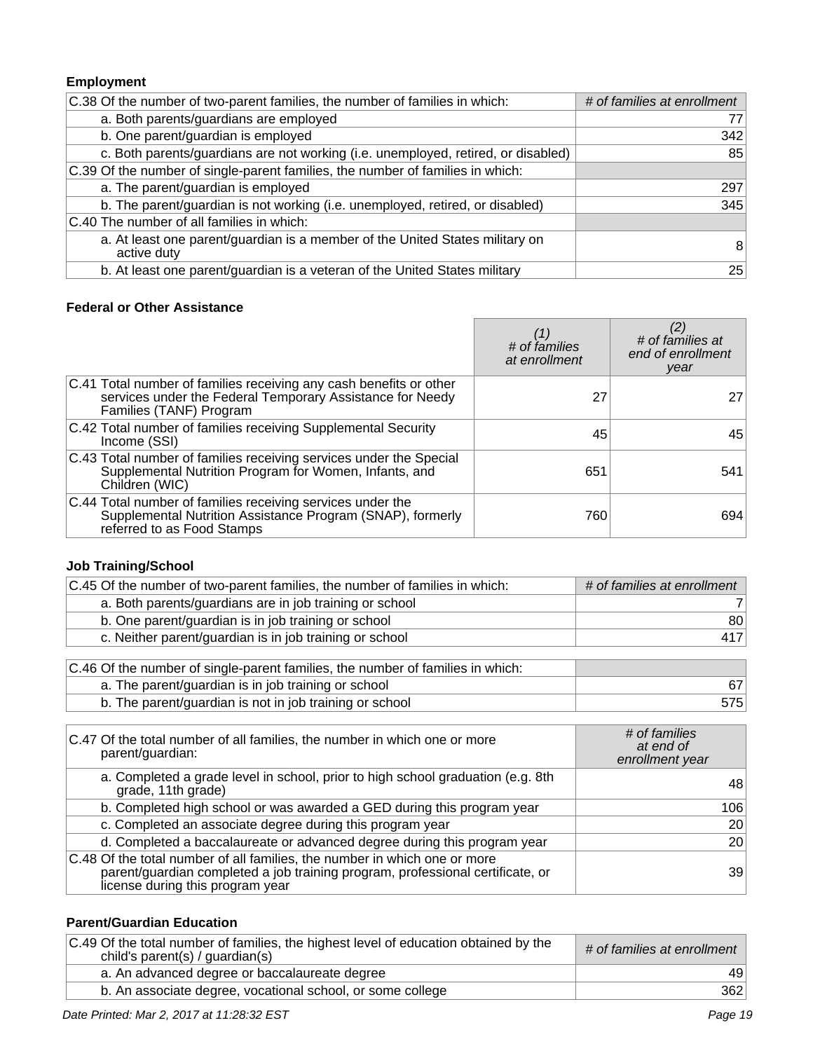### Employment

| C.38 Of the number of two-parent families, the number of families in which: | *# of families at enrollment* |
|---|---|
| a. Both parents/guardians are employed | 77 |
| b. One parent/guardian is employed | 342 |
| c. Both parents/guardians are not working (i.e. unemployed, retired, or disabled) | 85 |
| **C.39 Of the number of single-parent families, the number of families in which:** | |
| a. The parent/guardian is employed | 297 |
| b. The parent/guardian is not working (i.e. unemployed, retired, or disabled) | 345 |
| **C.40 The number of all families in which:** | |
| a. At least one parent/guardian is a member of the United States military on active duty | 8 |
| b. At least one parent/guardian is a veteran of the United States military | 25 |

### Federal or Other Assistance

| | *(1)* *# of families at enrollment* | *(2)* *# of families at end of enrollment year* |
|---|---|---|
| C.41 Total number of families receiving any cash benefits or other services under the Federal Temporary Assistance for Needy Families (TANF) Program | 27 | 27 |
| C.42 Total number of families receiving Supplemental Security Income (SSI) | 45 | 45 |
| C.43 Total number of families receiving services under the Special Supplemental Nutrition Program for Women, Infants, and Children (WIC) | 651 | 541 |
| C.44 Total number of families receiving services under the Supplemental Nutrition Assistance Program (SNAP), formerly referred to as Food Stamps | 760 | 694 |

### Job Training/School

| C.45 Of the number of two-parent families, the number of families in which: | *# of families at enrollment* |
|---|---|
| a. Both parents/guardians are in job training or school | 7 |
| b. One parent/guardian is in job training or school | 80 |
| c. Neither parent/guardian is in job training or school | 417 |

| C.46 Of the number of single-parent families, the number of families in which: | |
|---|---|
| a. The parent/guardian is in job training or school | 67 |
| b. The parent/guardian is not in job training or school | 575 |

| C.47 Of the total number of all families, the number in which one or more parent/guardian: | *# of families at end of enrollment year* |
|---|---|
| a. Completed a grade level in school, prior to high school graduation (e.g. 8th grade, 11th grade) | 48 |
| b. Completed high school or was awarded a GED during this program year | 106 |
| c. Completed an associate degree during this program year | 20 |
| d. Completed a baccalaureate or advanced degree during this program year | 20 |
| C.48 Of the total number of all families, the number in which one or more parent/guardian completed a job training program, professional certificate, or license during this program year | 39 |

### Parent/Guardian Education

| C.49 Of the total number of families, the highest level of education obtained by the child's parent(s) / guardian(s) | *# of families at enrollment* |
|---|---|
| a. An advanced degree or baccalaureate degree | 49 |
| b. An associate degree, vocational school, or some college | 362 |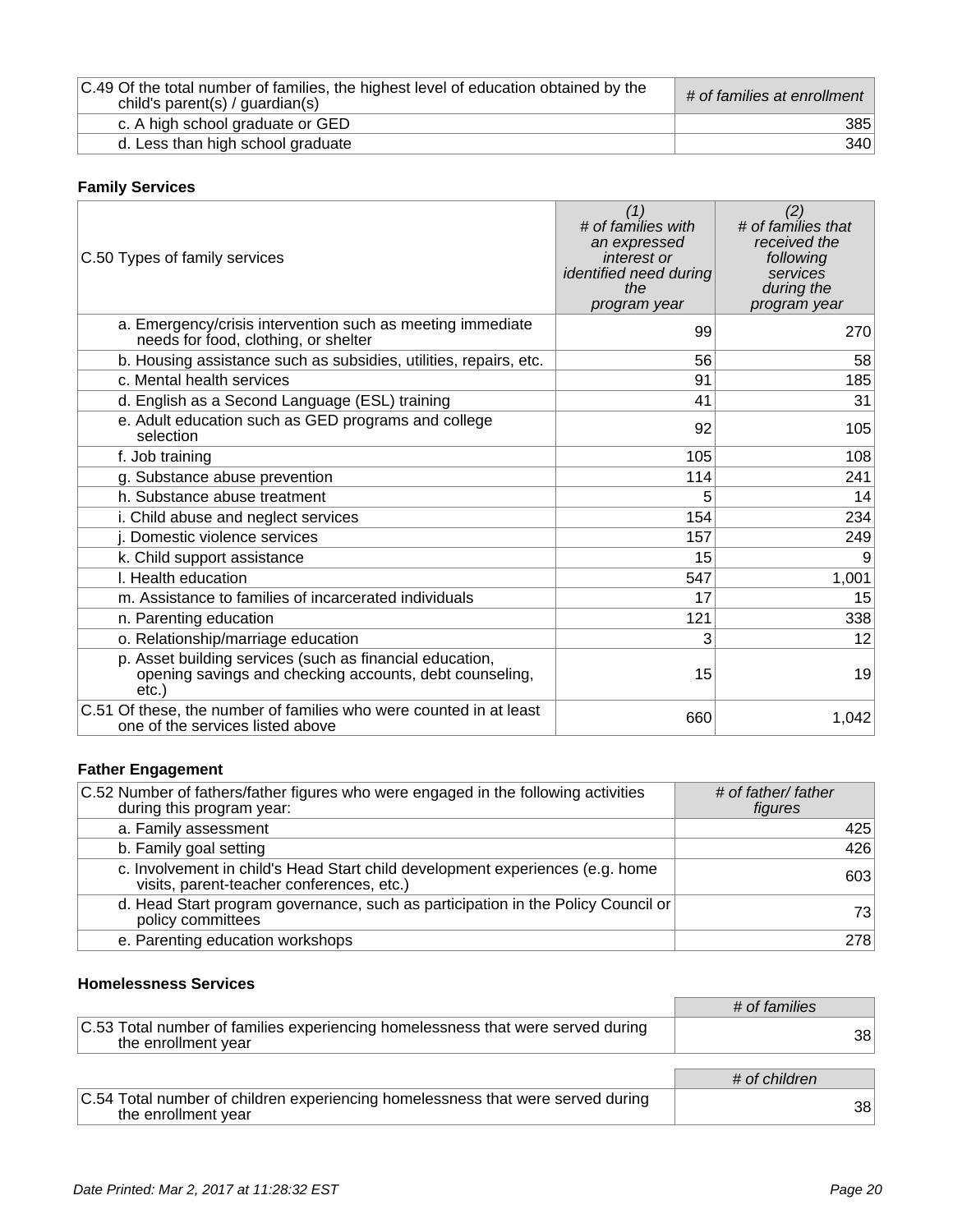| C.49 Of the total number of families, the highest level of education obtained by the child's parent(s) / guardian(s) | *# of families at enrollment* |
| --- | --- |
| c. A high school graduate or GED | 385 |
| d. Less than high school graduate | 340 |

### Family Services

| C.50 Types of family services | *(1) # of families with an expressed interest or identified need during the program year* | *(2) # of families that received the following services during the program year* |
| --- | --- | --- |
| a. Emergency/crisis intervention such as meeting immediate needs for food, clothing, or shelter | 99 | 270 |
| b. Housing assistance such as subsidies, utilities, repairs, etc. | 56 | 58 |
| c. Mental health services | 91 | 185 |
| d. English as a Second Language (ESL) training | 41 | 31 |
| e. Adult education such as GED programs and college selection | 92 | 105 |
| f. Job training | 105 | 108 |
| g. Substance abuse prevention | 114 | 241 |
| h. Substance abuse treatment | 5 | 14 |
| i. Child abuse and neglect services | 154 | 234 |
| j. Domestic violence services | 157 | 249 |
| k. Child support assistance | 15 | 9 |
| l. Health education | 547 | 1,001 |
| m. Assistance to families of incarcerated individuals | 17 | 15 |
| n. Parenting education | 121 | 338 |
| o. Relationship/marriage education | 3 | 12 |
| p. Asset building services (such as financial education, opening savings and checking accounts, debt counseling, etc.) | 15 | 19 |
| C.51 Of these, the number of families who were counted in at least one of the services listed above | 660 | 1,042 |

### Father Engagement

| C.52 Number of fathers/father figures who were engaged in the following activities during this program year: | *# of father/ father figures* |
| --- | --- |
| a. Family assessment | 425 |
| b. Family goal setting | 426 |
| c. Involvement in child's Head Start child development experiences (e.g. home visits, parent-teacher conferences, etc.) | 603 |
| d. Head Start program governance, such as participation in the Policy Council or policy committees | 73 |
| e. Parenting education workshops | 278 |

### Homelessness Services

| | *# of families* |
| --- | --- |
| C.53 Total number of families experiencing homelessness that were served during the enrollment year | 38 |

| | *# of children* |
| --- | --- |
| C.54 Total number of children experiencing homelessness that were served during the enrollment year | 38 |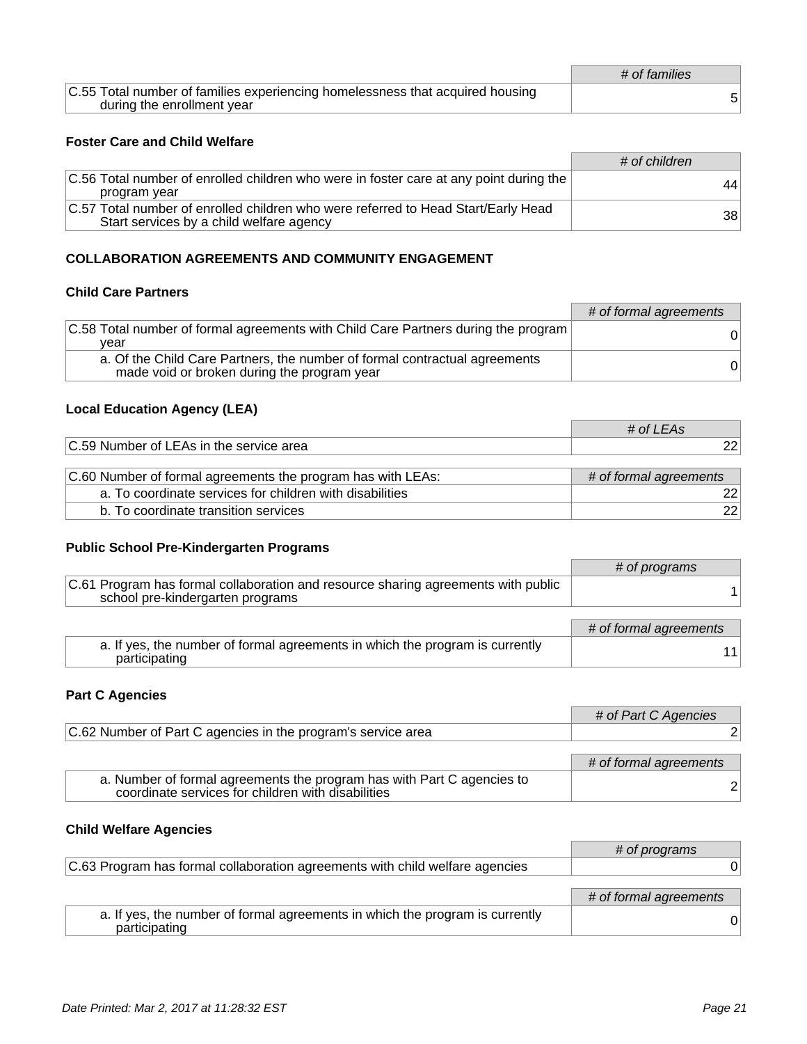| | # of families |
|---|---|
| C.55 Total number of families experiencing homelessness that acquired housing during the enrollment year | 5 |

### Foster Care and Child Welfare

| | # of children |
|---|---|
| C.56 Total number of enrolled children who were in foster care at any point during the program year | 44 |
| C.57 Total number of enrolled children who were referred to Head Start/Early Head Start services by a child welfare agency | 38 |

## COLLABORATION AGREEMENTS AND COMMUNITY ENGAGEMENT

### Child Care Partners

| | # of formal agreements |
|---|---|
| C.58 Total number of formal agreements with Child Care Partners during the program year | 0 |
| a. Of the Child Care Partners, the number of formal contractual agreements made void or broken during the program year | 0 |

### Local Education Agency (LEA)

| | # of LEAs |
|---|---|
| C.59 Number of LEAs in the service area | 22 |

| C.60 Number of formal agreements the program has with LEAs: | # of formal agreements |
|---|---|
| a. To coordinate services for children with disabilities | 22 |
| b. To coordinate transition services | 22 |

### Public School Pre-Kindergarten Programs

| | # of programs |
|---|---|
| C.61 Program has formal collaboration and resource sharing agreements with public school pre-kindergarten programs | 1 |

| | # of formal agreements |
|---|---|
| a. If yes, the number of formal agreements in which the program is currently participating | 11 |

### Part C Agencies

| | # of Part C Agencies |
|---|---|
| C.62 Number of Part C agencies in the program's service area | 2 |

| | # of formal agreements |
|---|---|
| a. Number of formal agreements the program has with Part C agencies to coordinate services for children with disabilities | 2 |

### Child Welfare Agencies

| | # of programs |
|---|---|
| C.63 Program has formal collaboration agreements with child welfare agencies | 0 |

| | # of formal agreements |
|---|---|
| a. If yes, the number of formal agreements in which the program is currently participating | 0 |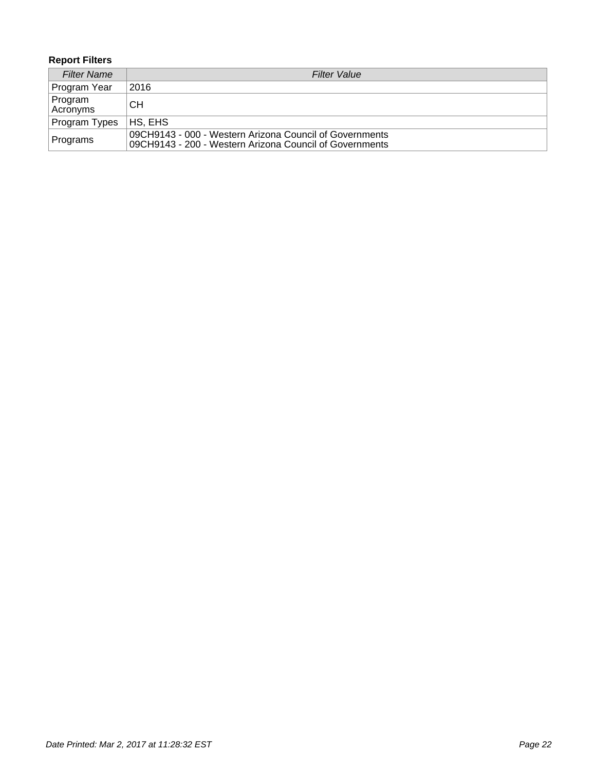**Report Filters**

| *Filter Name* | *Filter Value* |
|---|---|
| Program Year | 2016 |
| Program Acronyms | CH |
| Program Types | HS, EHS |
| Programs | 09CH9143 - 000 - Western Arizona Council of Governments<br>09CH9143 - 200 - Western Arizona Council of Governments |

*Date Printed: Mar 2, 2017 at 11:28:32 EST*